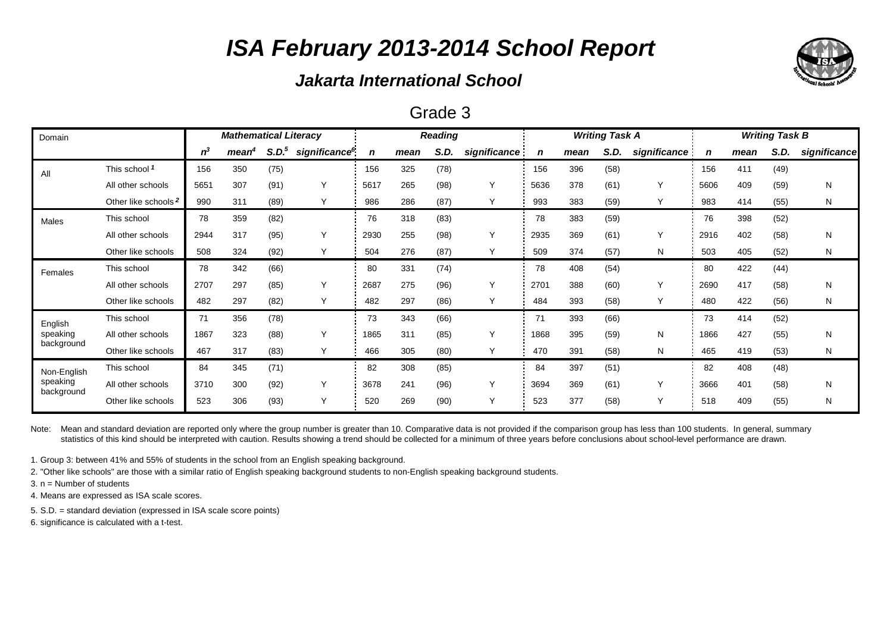# ISA February 2013-2014 School Report

### Jakarta International School

## Grade 3

| Domain | | Mathematical Literacy | | | | Reading | | | | Writing Task A | | | | Writing Task B | | | |
|---|---|---|---|---|---|---|---|---|---|---|---|---|---|---|---|---|---|
| | | $n^3$ | mean[4] | S.D.[5] | significance[6] | n | mean | S.D. | significance | n | mean | S.D. | significance | n | mean | S.D. | significance |
| All | This school [1] | 156 | 350 | (75) | | 156 | 325 | (78) | | 156 | 396 | (58) | | 156 | 411 | (49) | |
| | All other schools | 5651 | 307 | (91) | Y | 5617 | 265 | (98) | Y | 5636 | 378 | (61) | Y | 5606 | 409 | (59) | N |
| | Other like schools [2] | 990 | 311 | (89) | Y | 986 | 286 | (87) | Y | 993 | 383 | (59) | Y | 983 | 414 | (55) | N |
| Males | This school | 78 | 359 | (82) | | 76 | 318 | (83) | | 78 | 383 | (59) | | 76 | 398 | (52) | |
| | All other schools | 2944 | 317 | (95) | Y | 2930 | 255 | (98) | Y | 2935 | 369 | (61) | Y | 2916 | 402 | (58) | N |
| | Other like schools | 508 | 324 | (92) | Y | 504 | 276 | (87) | Y | 509 | 374 | (57) | N | 503 | 405 | (52) | N |
| Females | This school | 78 | 342 | (66) | | 80 | 331 | (74) | | 78 | 408 | (54) | | 80 | 422 | (44) | |
| | All other schools | 2707 | 297 | (85) | Y | 2687 | 275 | (96) | Y | 2701 | 388 | (60) | Y | 2690 | 417 | (58) | N |
| | Other like schools | 482 | 297 | (82) | Y | 482 | 297 | (86) | Y | 484 | 393 | (58) | Y | 480 | 422 | (56) | N |
| English speaking background | This school | 71 | 356 | (78) | | 73 | 343 | (66) | | 71 | 393 | (66) | | 73 | 414 | (52) | |
| | All other schools | 1867 | 323 | (88) | Y | 1865 | 311 | (85) | Y | 1868 | 395 | (59) | N | 1866 | 427 | (55) | N |
| | Other like schools | 467 | 317 | (83) | Y | 466 | 305 | (80) | Y | 470 | 391 | (58) | N | 465 | 419 | (53) | N |
| Non-English speaking background | This school | 84 | 345 | (71) | | 82 | 308 | (85) | | 84 | 397 | (51) | | 82 | 408 | (48) | |
| | All other schools | 3710 | 300 | (92) | Y | 3678 | 241 | (96) | Y | 3694 | 369 | (61) | Y | 3666 | 401 | (58) | N |
| | Other like schools | 523 | 306 | (93) | Y | 520 | 269 | (90) | Y | 523 | 377 | (58) | Y | 518 | 409 | (55) | N |

Note: Mean and standard deviation are reported only where the group number is greater than 10. Comparative data is not provided if the comparison group has less than 100 students. In general, summary statistics of this kind should be interpreted with caution. Results showing a trend should be collected for a minimum of three years before conclusions about school-level performance are drawn.

1. Group 3: between 41% and 55% of students in the school from an English speaking background.
2. "Other like schools" are those with a similar ratio of English speaking background students to non-English speaking background students.
3. n = Number of students
4. Means are expressed as ISA scale scores.
5. S.D. = standard deviation (expressed in ISA scale score points)
6. significance is calculated with a t-test.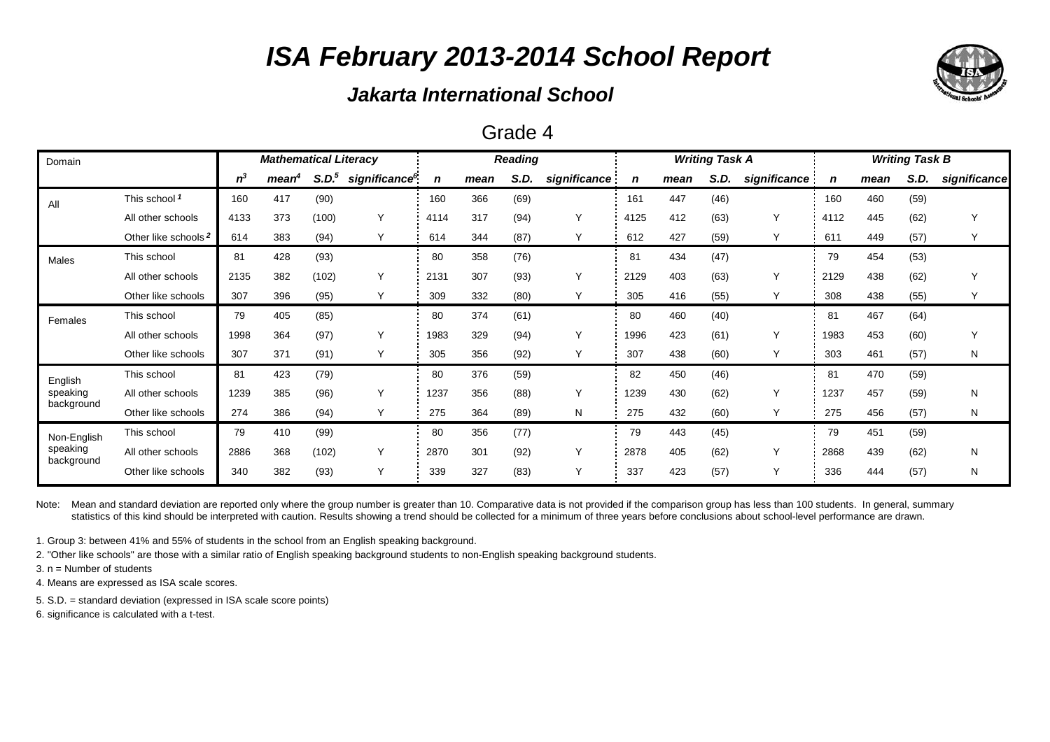# ISA February 2013-2014 School Report

### Jakarta International School

## Grade 4

| Domain | | Mathematical Literacy | | | | Reading | | | | Writing Task A | | | | Writing Task B | | | |
|---|---|---|---|---|---|---|---|---|---|---|---|---|---|---|---|---|---|
| | | n[3] | mean[4] | S.D.[5] | significance[6] | n | mean | S.D. | significance | n | mean | S.D. | significance | n | mean | S.D. | significance |
| All | This school [1] | 160 | 417 | (90) | | 160 | 366 | (69) | | 161 | 447 | (46) | | 160 | 460 | (59) | |
| | All other schools | 4133 | 373 | (100) | Y | 4114 | 317 | (94) | Y | 4125 | 412 | (63) | Y | 4112 | 445 | (62) | Y |
| | Other like schools [2] | 614 | 383 | (94) | Y | 614 | 344 | (87) | Y | 612 | 427 | (59) | Y | 611 | 449 | (57) | Y |
| Males | This school | 81 | 428 | (93) | | 80 | 358 | (76) | | 81 | 434 | (47) | | 79 | 454 | (53) | |
| | All other schools | 2135 | 382 | (102) | Y | 2131 | 307 | (93) | Y | 2129 | 403 | (63) | Y | 2129 | 438 | (62) | Y |
| | Other like schools | 307 | 396 | (95) | Y | 309 | 332 | (80) | Y | 305 | 416 | (55) | Y | 308 | 438 | (55) | Y |
| Females | This school | 79 | 405 | (85) | | 80 | 374 | (61) | | 80 | 460 | (40) | | 81 | 467 | (64) | |
| | All other schools | 1998 | 364 | (97) | Y | 1983 | 329 | (94) | Y | 1996 | 423 | (61) | Y | 1983 | 453 | (60) | Y |
| | Other like schools | 307 | 371 | (91) | Y | 305 | 356 | (92) | Y | 307 | 438 | (60) | Y | 303 | 461 | (57) | N |
| English speaking background | This school | 81 | 423 | (79) | | 80 | 376 | (59) | | 82 | 450 | (46) | | 81 | 470 | (59) | |
| | All other schools | 1239 | 385 | (96) | Y | 1237 | 356 | (88) | Y | 1239 | 430 | (62) | Y | 1237 | 457 | (59) | N |
| | Other like schools | 274 | 386 | (94) | Y | 275 | 364 | (89) | N | 275 | 432 | (60) | Y | 275 | 456 | (57) | N |
| Non-English speaking background | This school | 79 | 410 | (99) | | 80 | 356 | (77) | | 79 | 443 | (45) | | 79 | 451 | (59) | |
| | All other schools | 2886 | 368 | (102) | Y | 2870 | 301 | (92) | Y | 2878 | 405 | (62) | Y | 2868 | 439 | (62) | N |
| | Other like schools | 340 | 382 | (93) | Y | 339 | 327 | (83) | Y | 337 | 423 | (57) | Y | 336 | 444 | (57) | N |

Note: Mean and standard deviation are reported only where the group number is greater than 10. Comparative data is not provided if the comparison group has less than 100 students. In general, summary statistics of this kind should be interpreted with caution. Results showing a trend should be collected for a minimum of three years before conclusions about school-level performance are drawn.

1. Group 3: between 41% and 55% of students in the school from an English speaking background.
2. "Other like schools" are those with a similar ratio of English speaking background students to non-English speaking background students.
3. n = Number of students
4. Means are expressed as ISA scale scores.
5. S.D. = standard deviation (expressed in ISA scale score points)
6. significance is calculated with a t-test.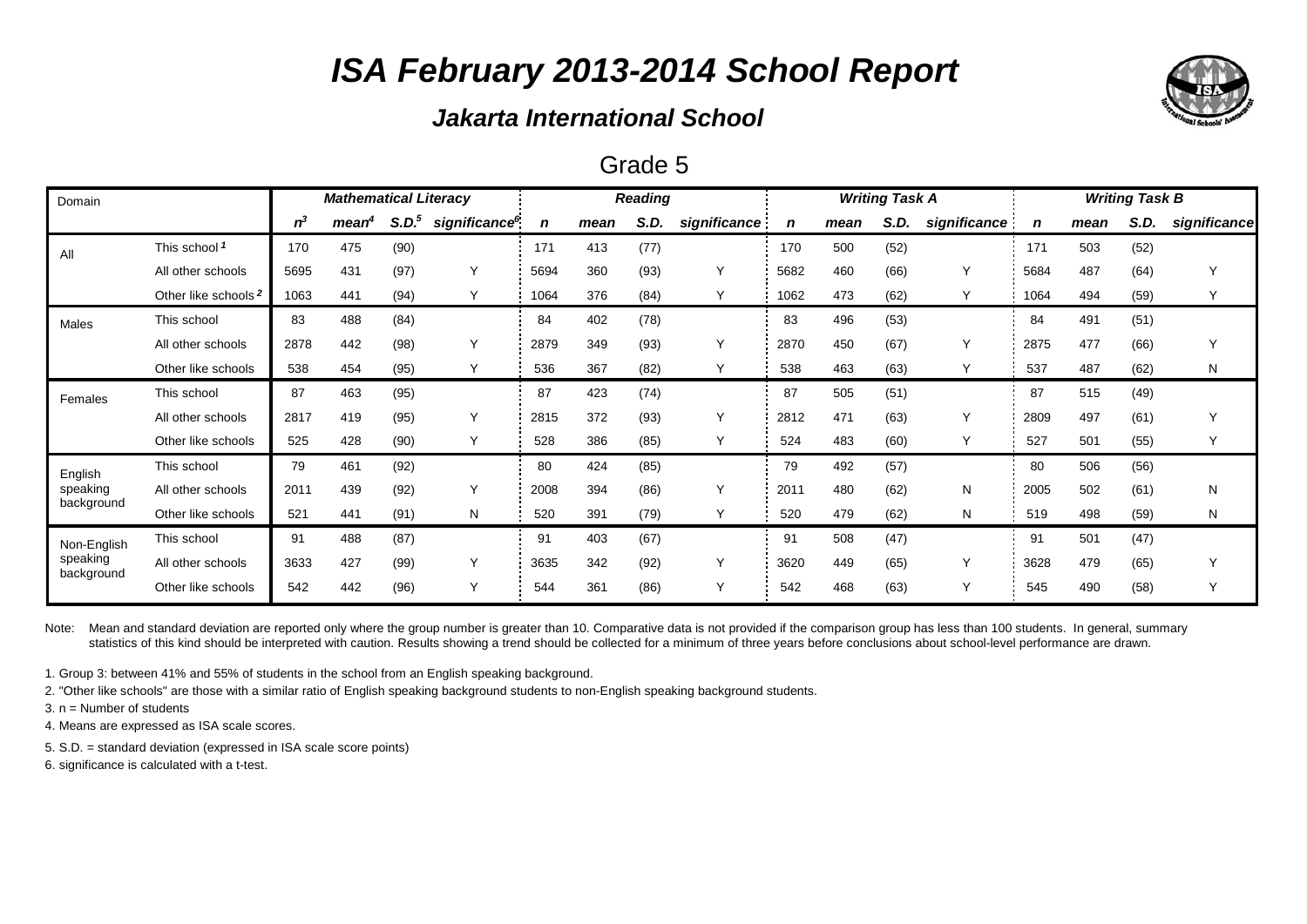# *ISA February 2013-2014 School Report*

## *Jakarta International School*

### Grade 5

| Domain | | *Mathematical Literacy* | | | | *Reading* | | | | *Writing Task A* | | | | *Writing Task B* | | | |
|---|---|---|---|---|---|---|---|---|---|---|---|---|---|---|---|---|---|
| | | *n*[3] | *mean*[4] | *S.D.*[5] | *significance*[6] | *n* | *mean* | *S.D.* | *significance* | *n* | *mean* | *S.D.* | *significance* | *n* | *mean* | *S.D.* | *significance* |
| All | This school [1] | 170 | 475 | (90) | | 171 | 413 | (77) | | 170 | 500 | (52) | | 171 | 503 | (52) | |
| | All other schools | 5695 | 431 | (97) | Y | 5694 | 360 | (93) | Y | 5682 | 460 | (66) | Y | 5684 | 487 | (64) | Y |
| | Other like schools [2] | 1063 | 441 | (94) | Y | 1064 | 376 | (84) | Y | 1062 | 473 | (62) | Y | 1064 | 494 | (59) | Y |
| Males | This school | 83 | 488 | (84) | | 84 | 402 | (78) | | 83 | 496 | (53) | | 84 | 491 | (51) | |
| | All other schools | 2878 | 442 | (98) | Y | 2879 | 349 | (93) | Y | 2870 | 450 | (67) | Y | 2875 | 477 | (66) | Y |
| | Other like schools | 538 | 454 | (95) | Y | 536 | 367 | (82) | Y | 538 | 463 | (63) | Y | 537 | 487 | (62) | N |
| Females | This school | 87 | 463 | (95) | | 87 | 423 | (74) | | 87 | 505 | (51) | | 87 | 515 | (49) | |
| | All other schools | 2817 | 419 | (95) | Y | 2815 | 372 | (93) | Y | 2812 | 471 | (63) | Y | 2809 | 497 | (61) | Y |
| | Other like schools | 525 | 428 | (90) | Y | 528 | 386 | (85) | Y | 524 | 483 | (60) | Y | 527 | 501 | (55) | Y |
| English speaking background | This school | 79 | 461 | (92) | | 80 | 424 | (85) | | 79 | 492 | (57) | | 80 | 506 | (56) | |
| | All other schools | 2011 | 439 | (92) | Y | 2008 | 394 | (86) | Y | 2011 | 480 | (62) | N | 2005 | 502 | (61) | N |
| | Other like schools | 521 | 441 | (91) | N | 520 | 391 | (79) | Y | 520 | 479 | (62) | N | 519 | 498 | (59) | N |
| Non-English speaking background | This school | 91 | 488 | (87) | | 91 | 403 | (67) | | 91 | 508 | (47) | | 91 | 501 | (47) | |
| | All other schools | 3633 | 427 | (99) | Y | 3635 | 342 | (92) | Y | 3620 | 449 | (65) | Y | 3628 | 479 | (65) | Y |
| | Other like schools | 542 | 442 | (96) | Y | 544 | 361 | (86) | Y | 542 | 468 | (63) | Y | 545 | 490 | (58) | Y |

Note: Mean and standard deviation are reported only where the group number is greater than 10. Comparative data is not provided if the comparison group has less than 100 students. In general, summary statistics of this kind should be interpreted with caution. Results showing a trend should be collected for a minimum of three years before conclusions about school-level performance are drawn.

1. Group 3: between 41% and 55% of students in the school from an English speaking background.
2. "Other like schools" are those with a similar ratio of English speaking background students to non-English speaking background students.
3. n = Number of students
4. Means are expressed as ISA scale scores.
5. S.D. = standard deviation (expressed in ISA scale score points)
6. significance is calculated with a t-test.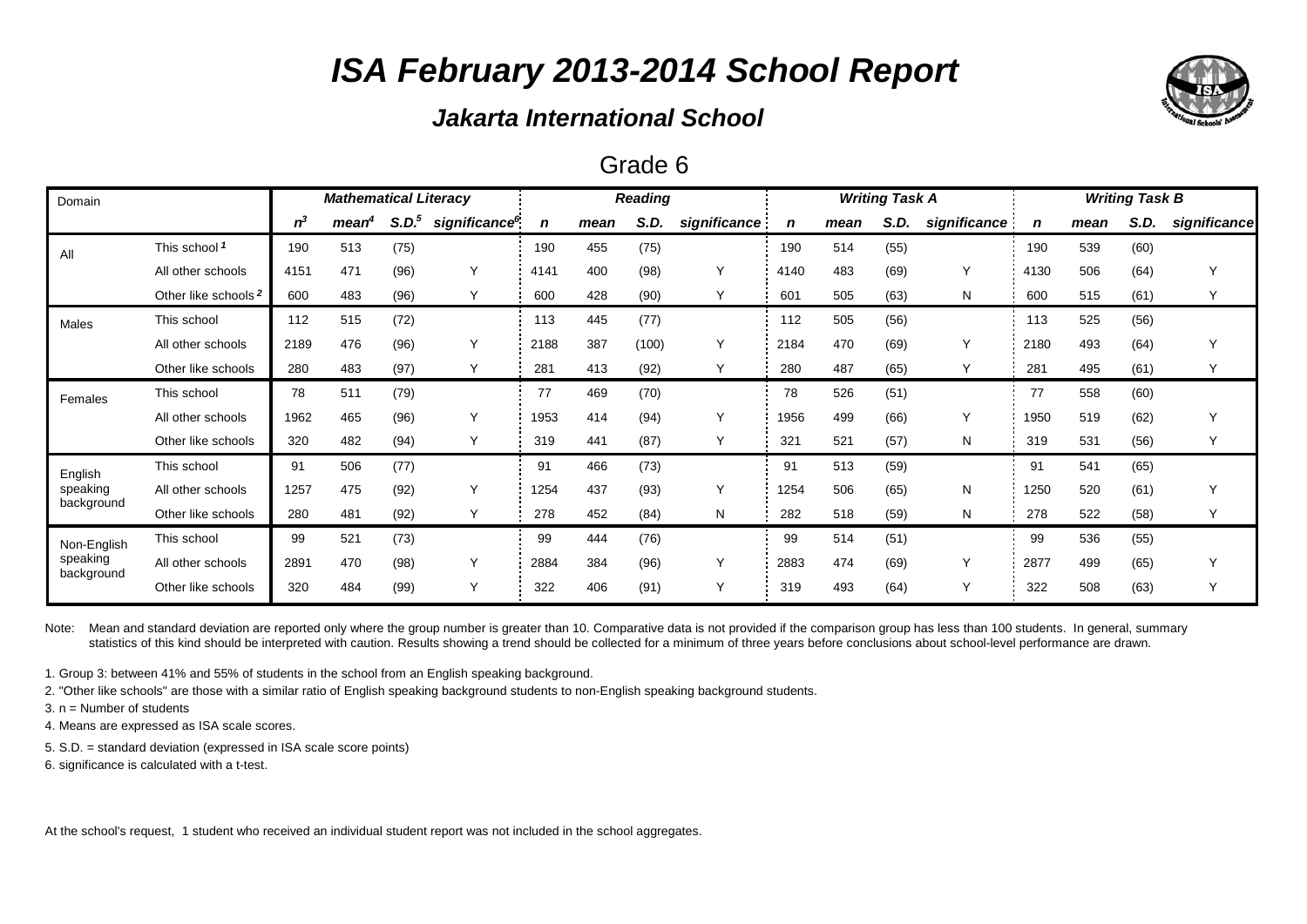# ISA February 2013-2014 School Report

### Jakarta International School

## Grade 6

| Domain | | Mathematical Literacy | | | | Reading | | | | Writing Task A | | | | Writing Task B | | | |
|---|---|---|---|---|---|---|---|---|---|---|---|---|---|---|---|---|---|
| | | *n*[3] | *mean*[4] | *S.D.*[5] | *significance*[6] | *n* | *mean* | *S.D.* | *significance* | *n* | *mean* | *S.D.* | *significance* | *n* | *mean* | *S.D.* | *significance* |
| All | This school [1] | 190 | 513 | (75) | | 190 | 455 | (75) | | 190 | 514 | (55) | | 190 | 539 | (60) | |
| | All other schools | 4151 | 471 | (96) | Y | 4141 | 400 | (98) | Y | 4140 | 483 | (69) | Y | 4130 | 506 | (64) | Y |
| | Other like schools [2] | 600 | 483 | (96) | Y | 600 | 428 | (90) | Y | 601 | 505 | (63) | N | 600 | 515 | (61) | Y |
| Males | This school | 112 | 515 | (72) | | 113 | 445 | (77) | | 112 | 505 | (56) | | 113 | 525 | (56) | |
| | All other schools | 2189 | 476 | (96) | Y | 2188 | 387 | (100) | Y | 2184 | 470 | (69) | Y | 2180 | 493 | (64) | Y |
| | Other like schools | 280 | 483 | (97) | Y | 281 | 413 | (92) | Y | 280 | 487 | (65) | Y | 281 | 495 | (61) | Y |
| Females | This school | 78 | 511 | (79) | | 77 | 469 | (70) | | 78 | 526 | (51) | | 77 | 558 | (60) | |
| | All other schools | 1962 | 465 | (96) | Y | 1953 | 414 | (94) | Y | 1956 | 499 | (66) | Y | 1950 | 519 | (62) | Y |
| | Other like schools | 320 | 482 | (94) | Y | 319 | 441 | (87) | Y | 321 | 521 | (57) | N | 319 | 531 | (56) | Y |
| English speaking background | This school | 91 | 506 | (77) | | 91 | 466 | (73) | | 91 | 513 | (59) | | 91 | 541 | (65) | |
| | All other schools | 1257 | 475 | (92) | Y | 1254 | 437 | (93) | Y | 1254 | 506 | (65) | N | 1250 | 520 | (61) | Y |
| | Other like schools | 280 | 481 | (92) | Y | 278 | 452 | (84) | N | 282 | 518 | (59) | N | 278 | 522 | (58) | Y |
| Non-English speaking background | This school | 99 | 521 | (73) | | 99 | 444 | (76) | | 99 | 514 | (51) | | 99 | 536 | (55) | |
| | All other schools | 2891 | 470 | (98) | Y | 2884 | 384 | (96) | Y | 2883 | 474 | (69) | Y | 2877 | 499 | (65) | Y |
| | Other like schools | 320 | 484 | (99) | Y | 322 | 406 | (91) | Y | 319 | 493 | (64) | Y | 322 | 508 | (63) | Y |

Note: Mean and standard deviation are reported only where the group number is greater than 10. Comparative data is not provided if the comparison group has less than 100 students. In general, summary statistics of this kind should be interpreted with caution. Results showing a trend should be collected for a minimum of three years before conclusions about school-level performance are drawn.

1. Group 3: between 41% and 55% of students in the school from an English speaking background.
2. "Other like schools" are those with a similar ratio of English speaking background students to non-English speaking background students.
3. n = Number of students
4. Means are expressed as ISA scale scores.
5. S.D. = standard deviation (expressed in ISA scale score points)
6. significance is calculated with a t-test.

At the school's request, 1 student who received an individual student report was not included in the school aggregates.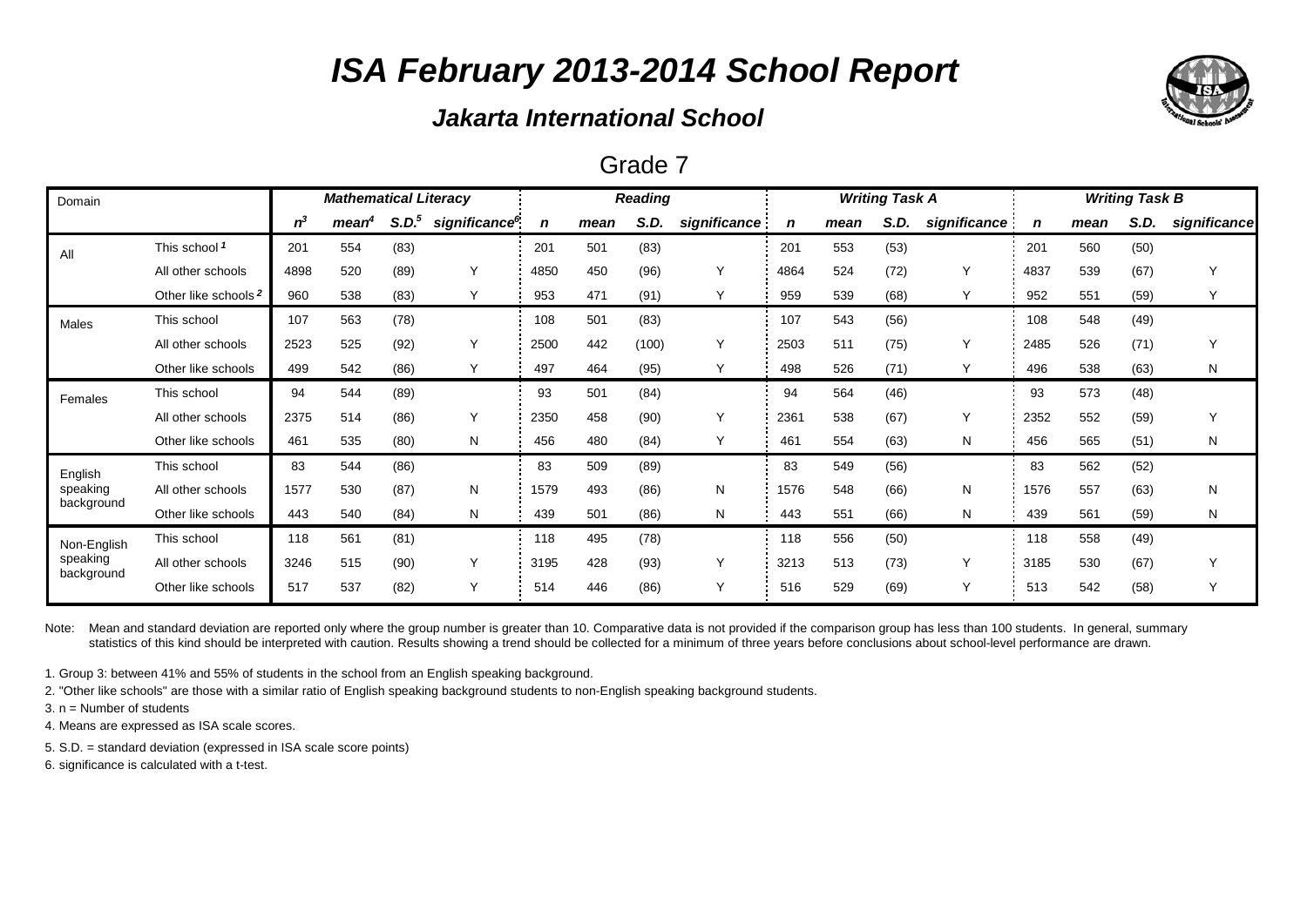# ISA February 2013-2014 School Report

### Jakarta International School

## Grade 7

| Domain | | Mathematical Literacy | | | | Reading | | | | Writing Task A | | | | Writing Task B | | | |
|---|---|---|---|---|---|---|---|---|---|---|---|---|---|---|---|---|---|
| | | $n^3$ | mean[4] | S.D.[5] | significance[6] | n | mean | S.D. | significance | n | mean | S.D. | significance | n | mean | S.D. | significance |
| All | This school [1] | 201 | 554 | (83) | | 201 | 501 | (83) | | 201 | 553 | (53) | | 201 | 560 | (50) | |
| | All other schools | 4898 | 520 | (89) | Y | 4850 | 450 | (96) | Y | 4864 | 524 | (72) | Y | 4837 | 539 | (67) | Y |
| | Other like schools [2] | 960 | 538 | (83) | Y | 953 | 471 | (91) | Y | 959 | 539 | (68) | Y | 952 | 551 | (59) | Y |
| Males | This school | 107 | 563 | (78) | | 108 | 501 | (83) | | 107 | 543 | (56) | | 108 | 548 | (49) | |
| | All other schools | 2523 | 525 | (92) | Y | 2500 | 442 | (100) | Y | 2503 | 511 | (75) | Y | 2485 | 526 | (71) | Y |
| | Other like schools | 499 | 542 | (86) | Y | 497 | 464 | (95) | Y | 498 | 526 | (71) | Y | 496 | 538 | (63) | N |
| Females | This school | 94 | 544 | (89) | | 93 | 501 | (84) | | 94 | 564 | (46) | | 93 | 573 | (48) | |
| | All other schools | 2375 | 514 | (86) | Y | 2350 | 458 | (90) | Y | 2361 | 538 | (67) | Y | 2352 | 552 | (59) | Y |
| | Other like schools | 461 | 535 | (80) | N | 456 | 480 | (84) | Y | 461 | 554 | (63) | N | 456 | 565 | (51) | N |
| English speaking background | This school | 83 | 544 | (86) | | 83 | 509 | (89) | | 83 | 549 | (56) | | 83 | 562 | (52) | |
| | All other schools | 1577 | 530 | (87) | N | 1579 | 493 | (86) | N | 1576 | 548 | (66) | N | 1576 | 557 | (63) | N |
| | Other like schools | 443 | 540 | (84) | N | 439 | 501 | (86) | N | 443 | 551 | (66) | N | 439 | 561 | (59) | N |
| Non-English speaking background | This school | 118 | 561 | (81) | | 118 | 495 | (78) | | 118 | 556 | (50) | | 118 | 558 | (49) | |
| | All other schools | 3246 | 515 | (90) | Y | 3195 | 428 | (93) | Y | 3213 | 513 | (73) | Y | 3185 | 530 | (67) | Y |
| | Other like schools | 517 | 537 | (82) | Y | 514 | 446 | (86) | Y | 516 | 529 | (69) | Y | 513 | 542 | (58) | Y |

Note: Mean and standard deviation are reported only where the group number is greater than 10. Comparative data is not provided if the comparison group has less than 100 students. In general, summary statistics of this kind should be interpreted with caution. Results showing a trend should be collected for a minimum of three years before conclusions about school-level performance are drawn.

1. Group 3: between 41% and 55% of students in the school from an English speaking background.
2. "Other like schools" are those with a similar ratio of English speaking background students to non-English speaking background students.
3. n = Number of students
4. Means are expressed as ISA scale scores.
5. S.D. = standard deviation (expressed in ISA scale score points)
6. significance is calculated with a t-test.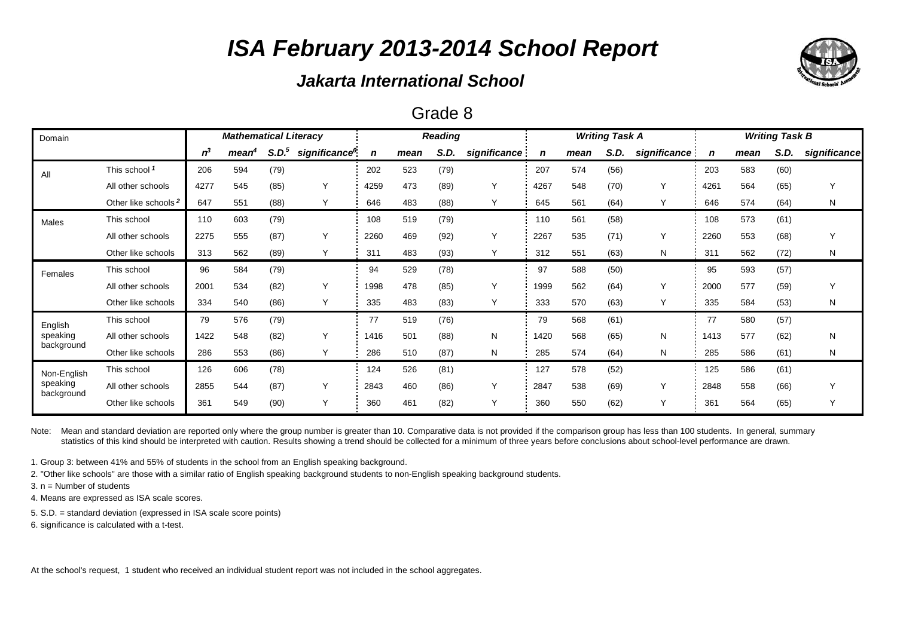# ISA February 2013-2014 School Report

### Jakarta International School

## Grade 8

| Domain | | Mathematical Literacy | | | | Reading | | | | Writing Task A | | | | Writing Task B | | | |
|---|---|---|---|---|---|---|---|---|---|---|---|---|---|---|---|---|---|
| | | n[3] | mean[4] | S.D.[5] | significance[6] | n | mean | S.D. | significance | n | mean | S.D. | significance | n | mean | S.D. | significance |
| All | This school [1] | 206 | 594 | (79) | | 202 | 523 | (79) | | 207 | 574 | (56) | | 203 | 583 | (60) | |
| | All other schools | 4277 | 545 | (85) | Y | 4259 | 473 | (89) | Y | 4267 | 548 | (70) | Y | 4261 | 564 | (65) | Y |
| | Other like schools [2] | 647 | 551 | (88) | Y | 646 | 483 | (88) | Y | 645 | 561 | (64) | Y | 646 | 574 | (64) | N |
| Males | This school | 110 | 603 | (79) | | 108 | 519 | (79) | | 110 | 561 | (58) | | 108 | 573 | (61) | |
| | All other schools | 2275 | 555 | (87) | Y | 2260 | 469 | (92) | Y | 2267 | 535 | (71) | Y | 2260 | 553 | (68) | Y |
| | Other like schools | 313 | 562 | (89) | Y | 311 | 483 | (93) | Y | 312 | 551 | (63) | N | 311 | 562 | (72) | N |
| Females | This school | 96 | 584 | (79) | | 94 | 529 | (78) | | 97 | 588 | (50) | | 95 | 593 | (57) | |
| | All other schools | 2001 | 534 | (82) | Y | 1998 | 478 | (85) | Y | 1999 | 562 | (64) | Y | 2000 | 577 | (59) | Y |
| | Other like schools | 334 | 540 | (86) | Y | 335 | 483 | (83) | Y | 333 | 570 | (63) | Y | 335 | 584 | (53) | N |
| English speaking background | This school | 79 | 576 | (79) | | 77 | 519 | (76) | | 79 | 568 | (61) | | 77 | 580 | (57) | |
| | All other schools | 1422 | 548 | (82) | Y | 1416 | 501 | (88) | N | 1420 | 568 | (65) | N | 1413 | 577 | (62) | N |
| | Other like schools | 286 | 553 | (86) | Y | 286 | 510 | (87) | N | 285 | 574 | (64) | N | 285 | 586 | (61) | N |
| Non-English speaking background | This school | 126 | 606 | (78) | | 124 | 526 | (81) | | 127 | 578 | (52) | | 125 | 586 | (61) | |
| | All other schools | 2855 | 544 | (87) | Y | 2843 | 460 | (86) | Y | 2847 | 538 | (69) | Y | 2848 | 558 | (66) | Y |
| | Other like schools | 361 | 549 | (90) | Y | 360 | 461 | (82) | Y | 360 | 550 | (62) | Y | 361 | 564 | (65) | Y |

Note: Mean and standard deviation are reported only where the group number is greater than 10. Comparative data is not provided if the comparison group has less than 100 students. In general, summary statistics of this kind should be interpreted with caution. Results showing a trend should be collected for a minimum of three years before conclusions about school-level performance are drawn.

1. Group 3: between 41% and 55% of students in the school from an English speaking background.
2. "Other like schools" are those with a similar ratio of English speaking background students to non-English speaking background students.
3. n = Number of students
4. Means are expressed as ISA scale scores.
5. S.D. = standard deviation (expressed in ISA scale score points)
6. significance is calculated with a t-test.

At the school's request, 1 student who received an individual student report was not included in the school aggregates.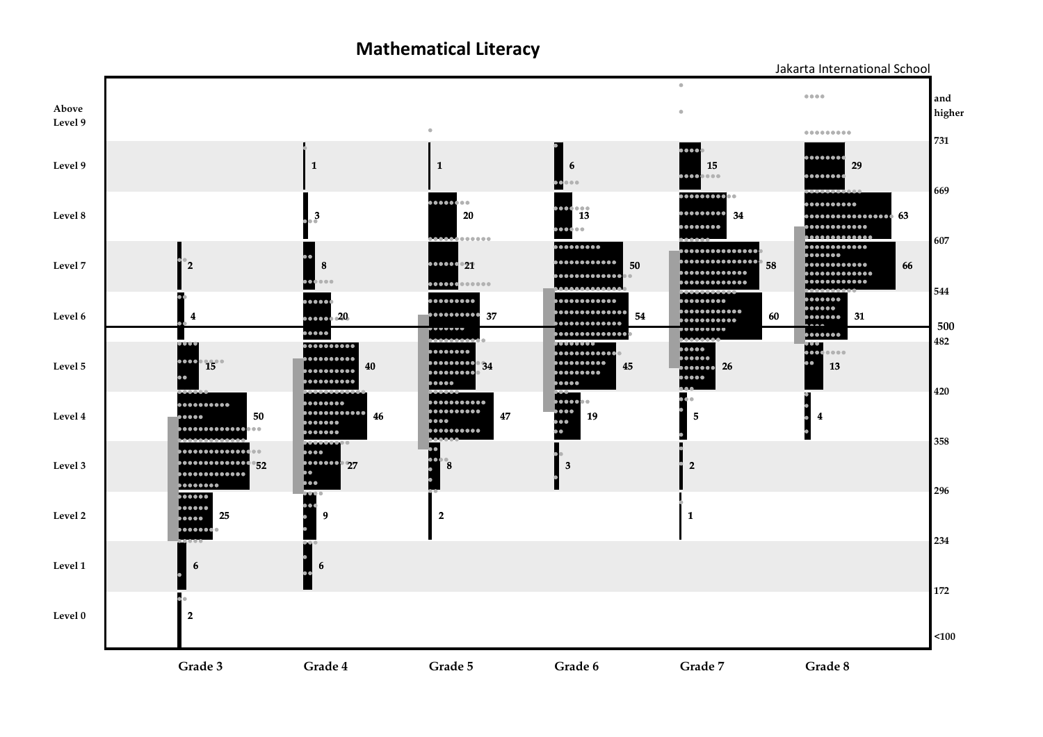# Mathematical Literacy

Jakarta International School

| Level | Scale | Grade 3 | Grade 4 | Grade 5 | Grade 6 | Grade 7 | Grade 8 |
|---|---|---|---|---|---|---|---|
| Above Level 9 | and higher | | | | | | |
| Level 9 | 731 | | 1 | 1 | 6 | 15 | 29 |
| Level 8 | 669 | | 3 | 20 | 13 | 34 | 63 |
| Level 7 | 607 | 2 | 8 | 21 | 50 | 58 | 66 |
| Level 6 | 544 | 4 | 20 | 37 | 54 | 60 | 31 |
| Level 5 | 482 | 15 | 40 | 34 | 45 | 26 | 13 |
| Level 4 | 420 | 50 | 46 | 47 | 19 | 5 | 4 |
| Level 3 | 358 | 52 | 27 | 8 | 3 | 2 | |
| Level 2 | 296 | 25 | 9 | 2 | | 1 | |
| Level 1 | 234 | 6 | 6 | | | | |
| Level 0 | 172 | 2 | | | | | |
| | <100 | | | | | | |

500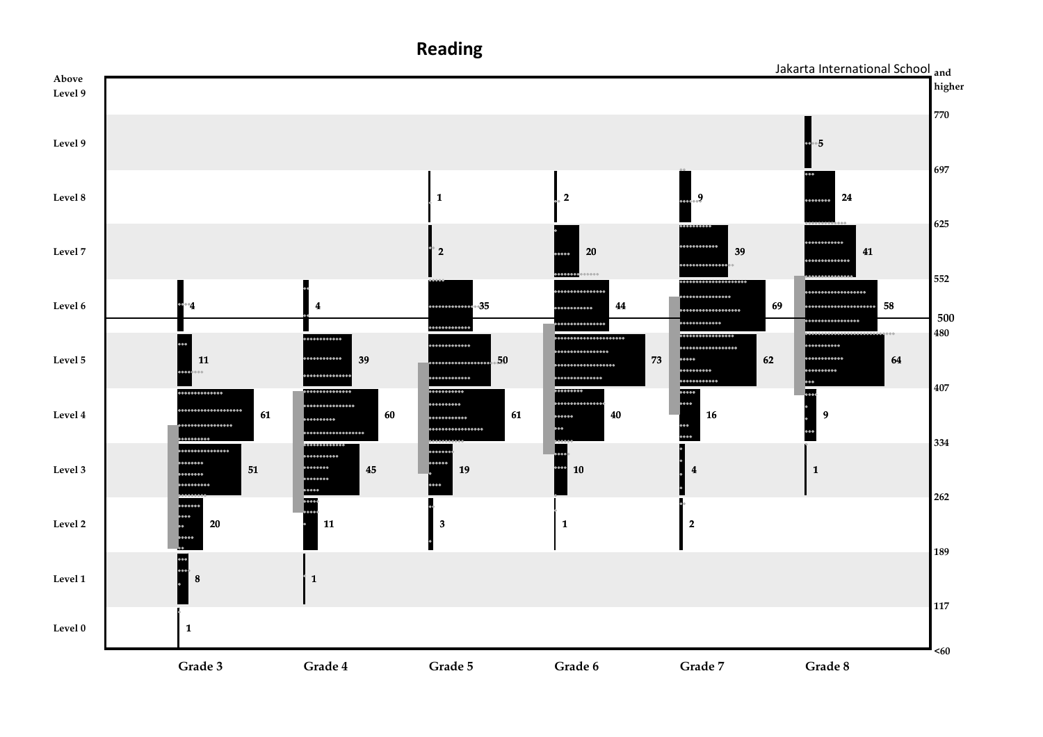# Reading

Jakarta International School

| Level | Scale | Grade 3 | Grade 4 | Grade 5 | Grade 6 | Grade 7 | Grade 8 |
|---|---|---|---|---|---|---|---|
| Above Level 9 | and higher | | | | | | |
| Level 9 | 770 | | | | | | 5 |
| Level 8 | 697 | | | 1 | 2 | 9 | 24 |
| Level 7 | 625 | | | 2 | 20 | 39 | 41 |
| Level 6 | 552 | 4 | 4 | 35 | 44 | 69 | 58 |
| Level 5 | 480 | 11 | 39 | 50 | 73 | 62 | 64 |
| Level 4 | 407 | 61 | 60 | 61 | 40 | 16 | 9 |
| Level 3 | 334 | 51 | 45 | 19 | 10 | 4 | 1 |
| Level 2 | 262 | 20 | 11 | 3 | 1 | 2 | |
| Level 1 | 189 | 8 | 1 | | | | |
| Level 0 | 117 / <60 | 1 | | | | | |

500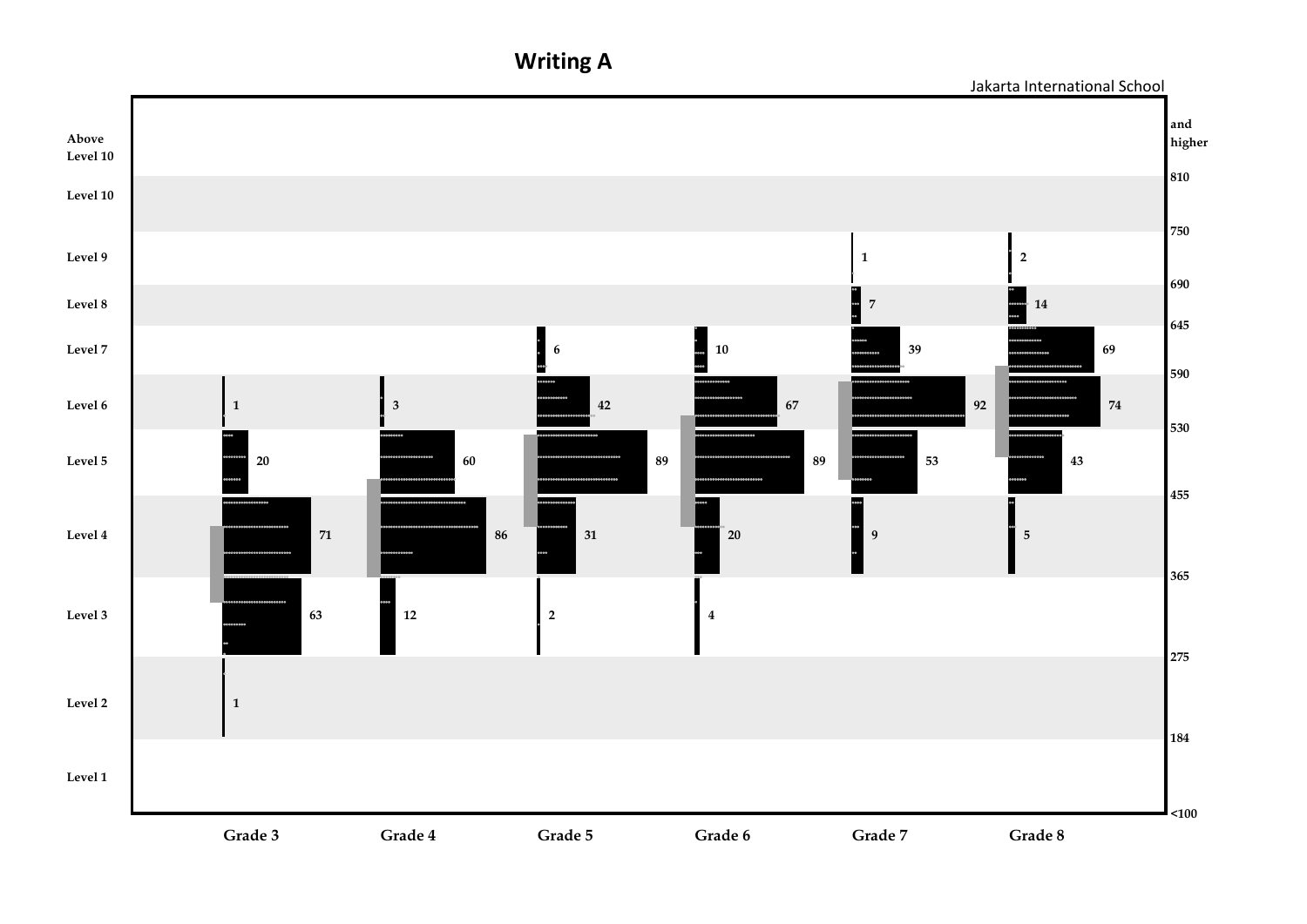# Writing A

Jakarta International School

| Level | Scale score (lower bound) | Grade 3 | Grade 4 | Grade 5 | Grade 6 | Grade 7 | Grade 8 |
|---|---|---|---|---|---|---|---|
| Above Level 10 | and higher | | | | | | |
| Level 10 | 810 | | | | | | |
| Level 9 | 750 | | | | | 1 | 2 |
| Level 8 | 690 | | | | | 7 | 14 |
| Level 7 | 645 | | | 6 | 10 | 39 | 69 |
| Level 6 | 590 | 1 | 3 | 42 | 67 | 92 | 74 |
| Level 5 | 530 | 20 | 60 | 89 | 89 | 53 | 43 |
| Level 4 | 455 | 71 | 86 | 31 | 20 | 9 | 5 |
| Level 3 | 365 | 63 | 12 | 2 | 4 | | |
| Level 2 | 275 | 1 | | | | | |
| Level 1 | 184 | | | | | | |
| | <100 | | | | | | |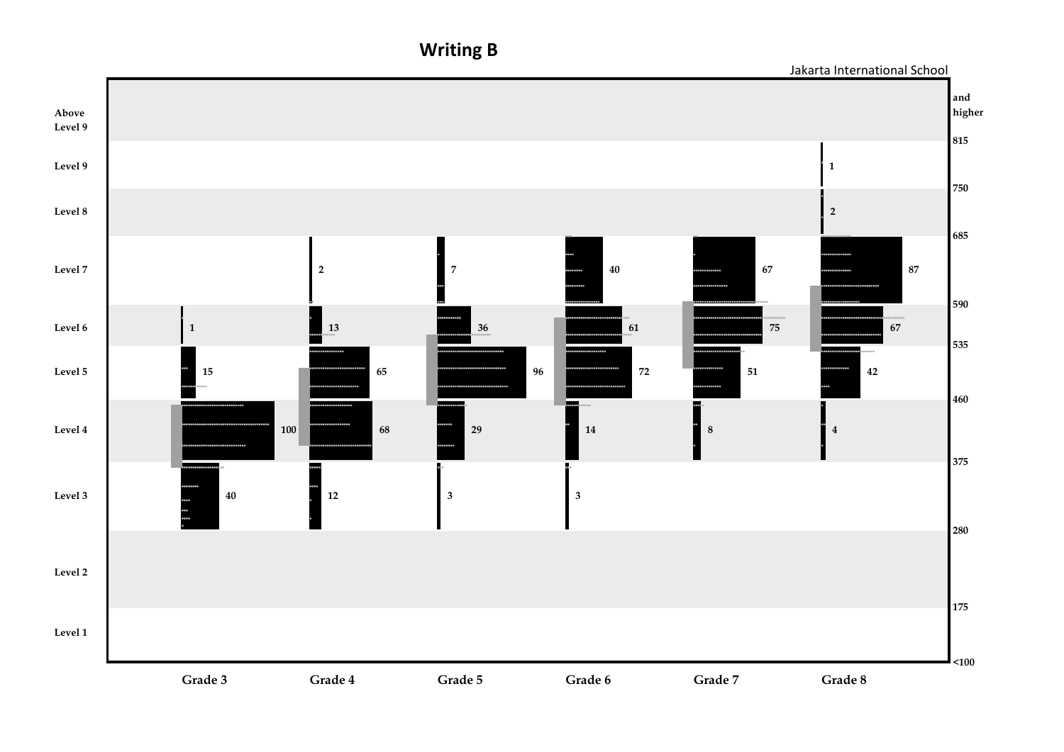# Writing B

Jakarta International School

Above Level 9
Level 9
Level 8
Level 7
Level 6
Level 5
Level 4
Level 3
Level 2
Level 1

and higher
815
750
685
590
535
460
375
280
175
<100

Grade 3: 1, 15, 100, 40

Grade 4: 2, 13, 65, 68, 12

Grade 5: 7, 36, 96, 29, 3

Grade 6: 40, 61, 72, 14, 3

Grade 7: 67, 75, 51, 8

Grade 8: 1, 2, 87, 67, 42, 4

Grade 3 Grade 4 Grade 5 Grade 6 Grade 7 Grade 8